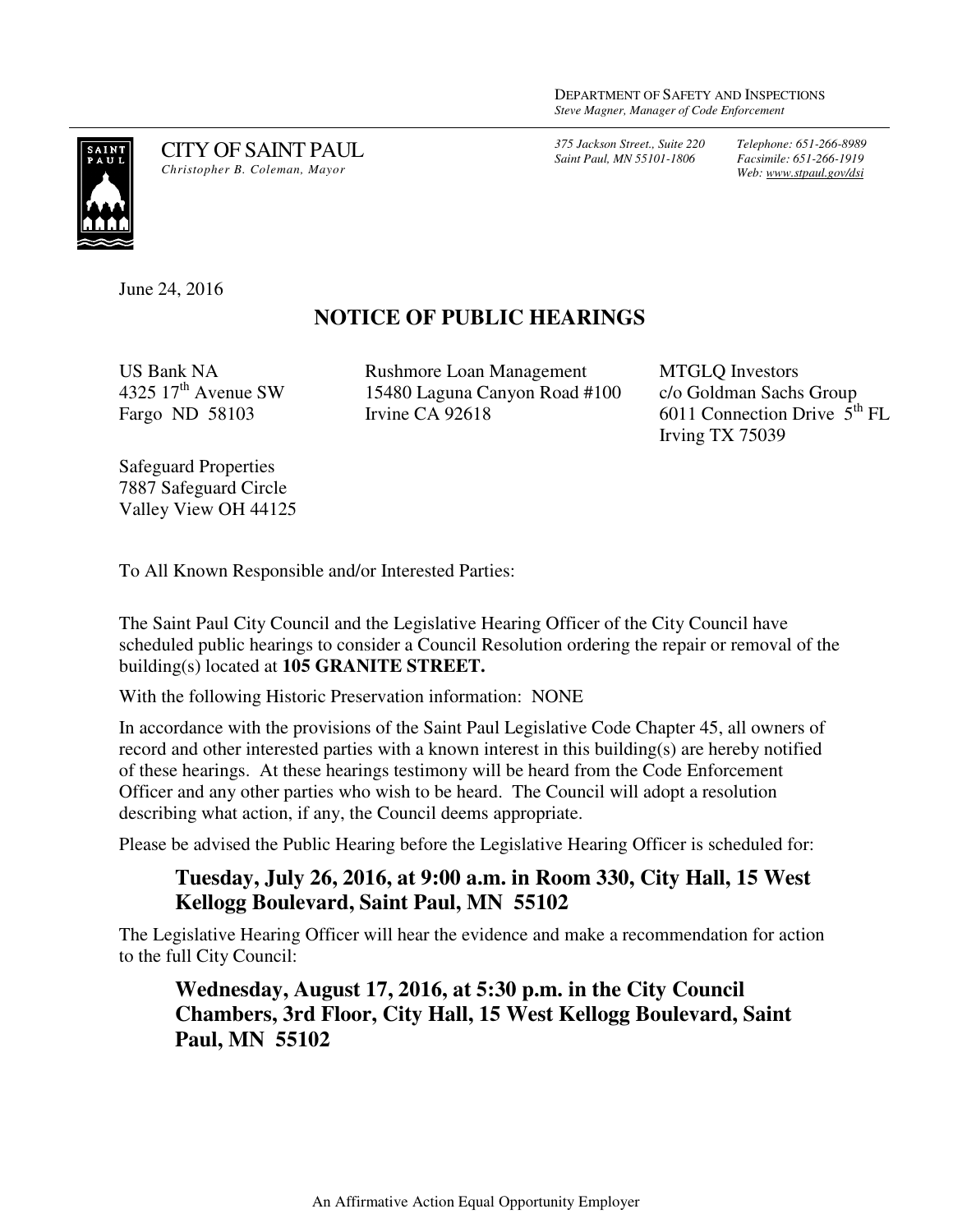DEPARTMENT OF SAFETY AND INSPECTIONS
*Steve Magner, Manager of Code Enforcement*

CITY OF SAINT PAUL
*Christopher B. Coleman, Mayor*

*375 Jackson Street., Suite 220*
*Saint Paul, MN 55101-1806*

*Telephone: 651-266-8989*
*Facsimile: 651-266-1919*
*Web: www.stpaul.gov/dsi*

June 24, 2016

## NOTICE OF PUBLIC HEARINGS

US Bank NA
4325 17th Avenue SW
Fargo ND 58103

Rushmore Loan Management
15480 Laguna Canyon Road #100
Irvine CA 92618

MTGLQ Investors
c/o Goldman Sachs Group
6011 Connection Drive 5th FL
Irving TX 75039

Safeguard Properties
7887 Safeguard Circle
Valley View OH 44125

To All Known Responsible and/or Interested Parties:

The Saint Paul City Council and the Legislative Hearing Officer of the City Council have scheduled public hearings to consider a Council Resolution ordering the repair or removal of the building(s) located at **105 GRANITE STREET.**

With the following Historic Preservation information: NONE

In accordance with the provisions of the Saint Paul Legislative Code Chapter 45, all owners of record and other interested parties with a known interest in this building(s) are hereby notified of these hearings. At these hearings testimony will be heard from the Code Enforcement Officer and any other parties who wish to be heard. The Council will adopt a resolution describing what action, if any, the Council deems appropriate.

Please be advised the Public Hearing before the Legislative Hearing Officer is scheduled for:

**Tuesday, July 26, 2016, at 9:00 a.m. in Room 330, City Hall, 15 West Kellogg Boulevard, Saint Paul, MN 55102**

The Legislative Hearing Officer will hear the evidence and make a recommendation for action to the full City Council:

**Wednesday, August 17, 2016, at 5:30 p.m. in the City Council Chambers, 3rd Floor, City Hall, 15 West Kellogg Boulevard, Saint Paul, MN 55102**

An Affirmative Action Equal Opportunity Employer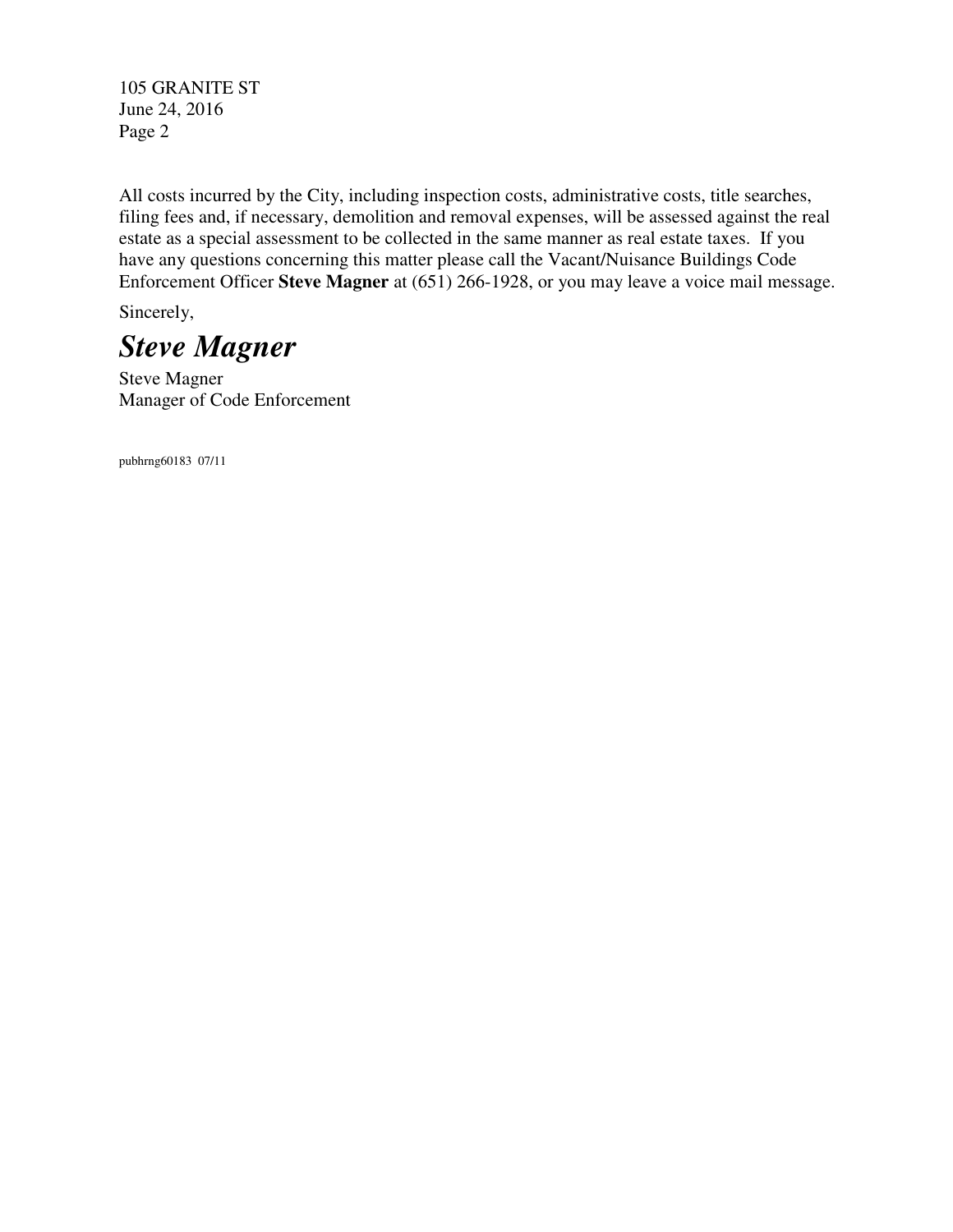All costs incurred by the City, including inspection costs, administrative costs, title searches, filing fees and, if necessary, demolition and removal expenses, will be assessed against the real estate as a special assessment to be collected in the same manner as real estate taxes. If you have any questions concerning this matter please call the Vacant/Nuisance Buildings Code Enforcement Officer **Steve Magner** at (651) 266-1928, or you may leave a voice mail message.

Sincerely,

***Steve Magner***

Steve Magner
Manager of Code Enforcement

pubhrng60183 07/11